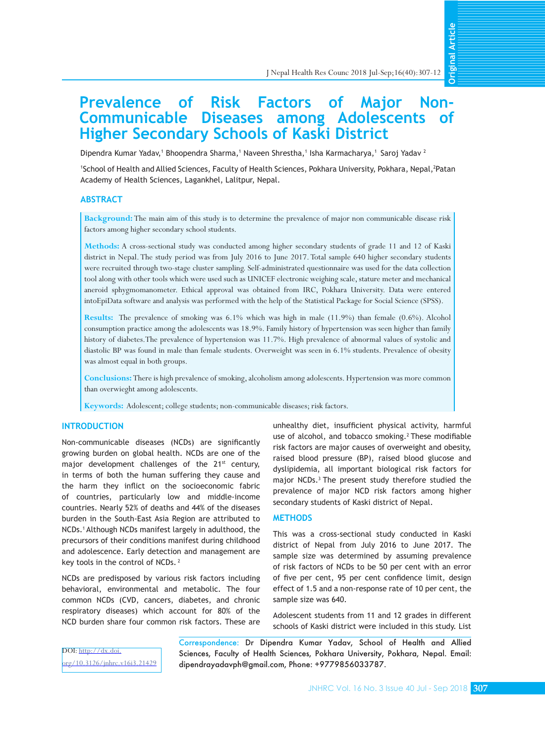# Prevalence of Risk Factors of Major Non-Communicable Diseases among Adolescents of Higher Secondary Schools of Kaski District

Dipendra Kumar Yadav,[1] Bhoopendra Sharma,[1] Naveen Shrestha,[1] Isha Karmacharya,[1] Saroj Yadav [2]

[1]School of Health and Allied Sciences, Faculty of Health Sciences, Pokhara University, Pokhara, Nepal,[2]Patan Academy of Health Sciences, Lagankhel, Lalitpur, Nepal.

## ABSTRACT

**Background:** The main aim of this study is to determine the prevalence of major non communicable disease risk factors among higher secondary school students.

**Methods:** A cross-sectional study was conducted among higher secondary students of grade 11 and 12 of Kaski district in Nepal. The study period was from July 2016 to June 2017. Total sample 640 higher secondary students were recruited through two-stage cluster sampling. Self-administrated questionnaire was used for the data collection tool along with other tools which were used such as UNICEF electronic weighing scale, stature meter and mechanical aneroid sphygmomanometer. Ethical approval was obtained from IRC, Pokhara University. Data were entered intoEpiData software and analysis was performed with the help of the Statistical Package for Social Science (SPSS).

**Results:** The prevalence of smoking was 6.1% which was high in male (11.9%) than female (0.6%). Alcohol consumption practice among the adolescents was 18.9%. Family history of hypertension was seen higher than family history of diabetes.The prevalence of hypertension was 11.7%. High prevalence of abnormal values of systolic and diastolic BP was found in male than female students. Overweight was seen in 6.1% students. Prevalence of obesity was almost equal in both groups.

**Conclusions:** There is high prevalence of smoking, alcoholism among adolescents. Hypertension was more common than overwieght among adolescents.

**Keywords:** Adolescent; college students; non-communicable diseases; risk factors.

## INTRODUCTION

Non-communicable diseases (NCDs) are significantly growing burden on global health. NCDs are one of the major development challenges of the 21st century, in terms of both the human suffering they cause and the harm they inflict on the socioeconomic fabric of countries, particularly low and middle-income countries. Nearly 52% of deaths and 44% of the diseases burden in the South-East Asia Region are attributed to NCDs.[1] Although NCDs manifest largely in adulthood, the precursors of their conditions manifest during childhood and adolescence. Early detection and management are key tools in the control of NCDs.[2]

NCDs are predisposed by various risk factors including behavioral, environmental and metabolic. The four common NCDs (CVD, cancers, diabetes, and chronic respiratory diseases) which account for 80% of the NCD burden share four common risk factors. These are unhealthy diet, insufficient physical activity, harmful use of alcohol, and tobacco smoking.[2] These modifiable risk factors are major causes of overweight and obesity, raised blood pressure (BP), raised blood glucose and dyslipidemia, all important biological risk factors for major NCDs.[3] The present study therefore studied the prevalence of major NCD risk factors among higher secondary students of Kaski district of Nepal.

## METHODS

This was a cross-sectional study conducted in Kaski district of Nepal from July 2016 to June 2017. The sample size was determined by assuming prevalence of risk factors of NCDs to be 50 per cent with an error of five per cent, 95 per cent confidence limit, design effect of 1.5 and a non-response rate of 10 per cent, the sample size was 640.

Adolescent students from 11 and 12 grades in different schools of Kaski district were included in this study. List

Correspondence: Dr Dipendra Kumar Yadav, School of Health and Allied Sciences, Faculty of Health Sciences, Pokhara University, Pokhara, Nepal. Email: dipendrayadavph@gmail.com, Phone: +9779856033787.

DOI: http://dx.doi.org/10.3126/jnhrc.v16i3.21429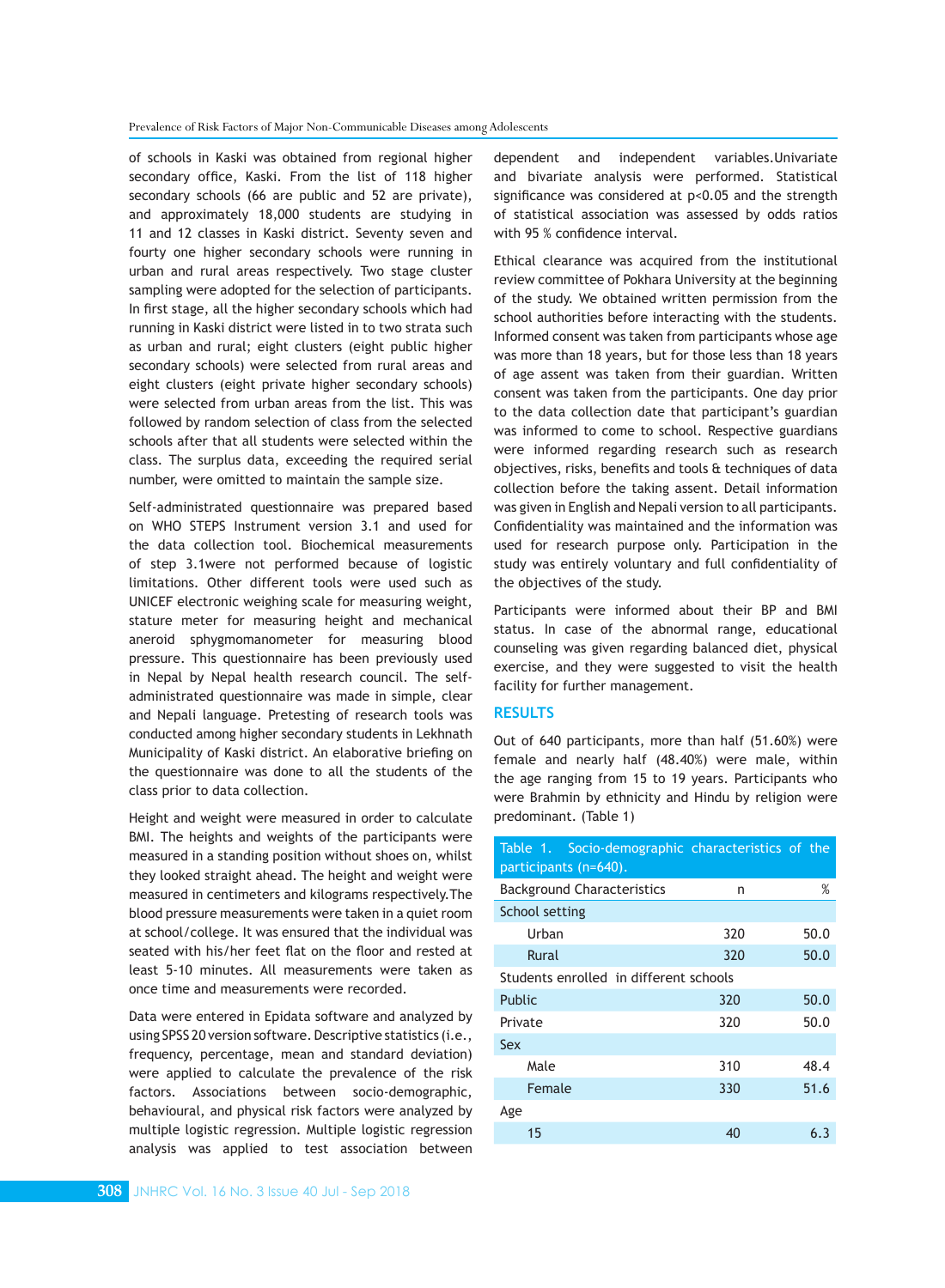of schools in Kaski was obtained from regional higher secondary office, Kaski. From the list of 118 higher secondary schools (66 are public and 52 are private), and approximately 18,000 students are studying in 11 and 12 classes in Kaski district. Seventy seven and fourty one higher secondary schools were running in urban and rural areas respectively. Two stage cluster sampling were adopted for the selection of participants. In first stage, all the higher secondary schools which had running in Kaski district were listed in to two strata such as urban and rural; eight clusters (eight public higher secondary schools) were selected from rural areas and eight clusters (eight private higher secondary schools) were selected from urban areas from the list. This was followed by random selection of class from the selected schools after that all students were selected within the class. The surplus data, exceeding the required serial number, were omitted to maintain the sample size.

Self-administrated questionnaire was prepared based on WHO STEPS Instrument version 3.1 and used for the data collection tool. Biochemical measurements of step 3.1were not performed because of logistic limitations. Other different tools were used such as UNICEF electronic weighing scale for measuring weight, stature meter for measuring height and mechanical aneroid sphygmomanometer for measuring blood pressure. This questionnaire has been previously used in Nepal by Nepal health research council. The self-administrated questionnaire was made in simple, clear and Nepali language. Pretesting of research tools was conducted among higher secondary students in Lekhnath Municipality of Kaski district. An elaborative briefing on the questionnaire was done to all the students of the class prior to data collection.

Height and weight were measured in order to calculate BMI. The heights and weights of the participants were measured in a standing position without shoes on, whilst they looked straight ahead. The height and weight were measured in centimeters and kilograms respectively.The blood pressure measurements were taken in a quiet room at school/college. It was ensured that the individual was seated with his/her feet flat on the floor and rested at least 5-10 minutes. All measurements were taken as once time and measurements were recorded.

Data were entered in Epidata software and analyzed by using SPSS 20 version software. Descriptive statistics (i.e., frequency, percentage, mean and standard deviation) were applied to calculate the prevalence of the risk factors. Associations between socio-demographic, behavioural, and physical risk factors were analyzed by multiple logistic regression. Multiple logistic regression analysis was applied to test association between dependent and independent variables.Univariate and bivariate analysis were performed. Statistical significance was considered at $p<0.05$ and the strength of statistical association was assessed by odds ratios with 95 % confidence interval.

Ethical clearance was acquired from the institutional review committee of Pokhara University at the beginning of the study. We obtained written permission from the school authorities before interacting with the students. Informed consent was taken from participants whose age was more than 18 years, but for those less than 18 years of age assent was taken from their guardian. Written consent was taken from the participants. One day prior to the data collection date that participant's guardian was informed to come to school. Respective guardians were informed regarding research such as research objectives, risks, benefits and tools & techniques of data collection before the taking assent. Detail information was given in English and Nepali version to all participants. Confidentiality was maintained and the information was used for research purpose only. Participation in the study was entirely voluntary and full confidentiality of the objectives of the study.

Participants were informed about their BP and BMI status. In case of the abnormal range, educational counseling was given regarding balanced diet, physical exercise, and they were suggested to visit the health facility for further management.

## RESULTS

Out of 640 participants, more than half (51.60%) were female and nearly half (48.40%) were male, within the age ranging from 15 to 19 years. Participants who were Brahmin by ethnicity and Hindu by religion were predominant. (Table 1)

Table 1. Socio-demographic characteristics of the participants (n=640).

| Background Characteristics | n | % |
|---|---|---|
| School setting | | |
| Urban | 320 | 50.0 |
| Rural | 320 | 50.0 |
| Students enrolled in different schools | | |
| Public | 320 | 50.0 |
| Private | 320 | 50.0 |
| Sex | | |
| Male | 310 | 48.4 |
| Female | 330 | 51.6 |
| Age | | |
| 15 | 40 | 6.3 |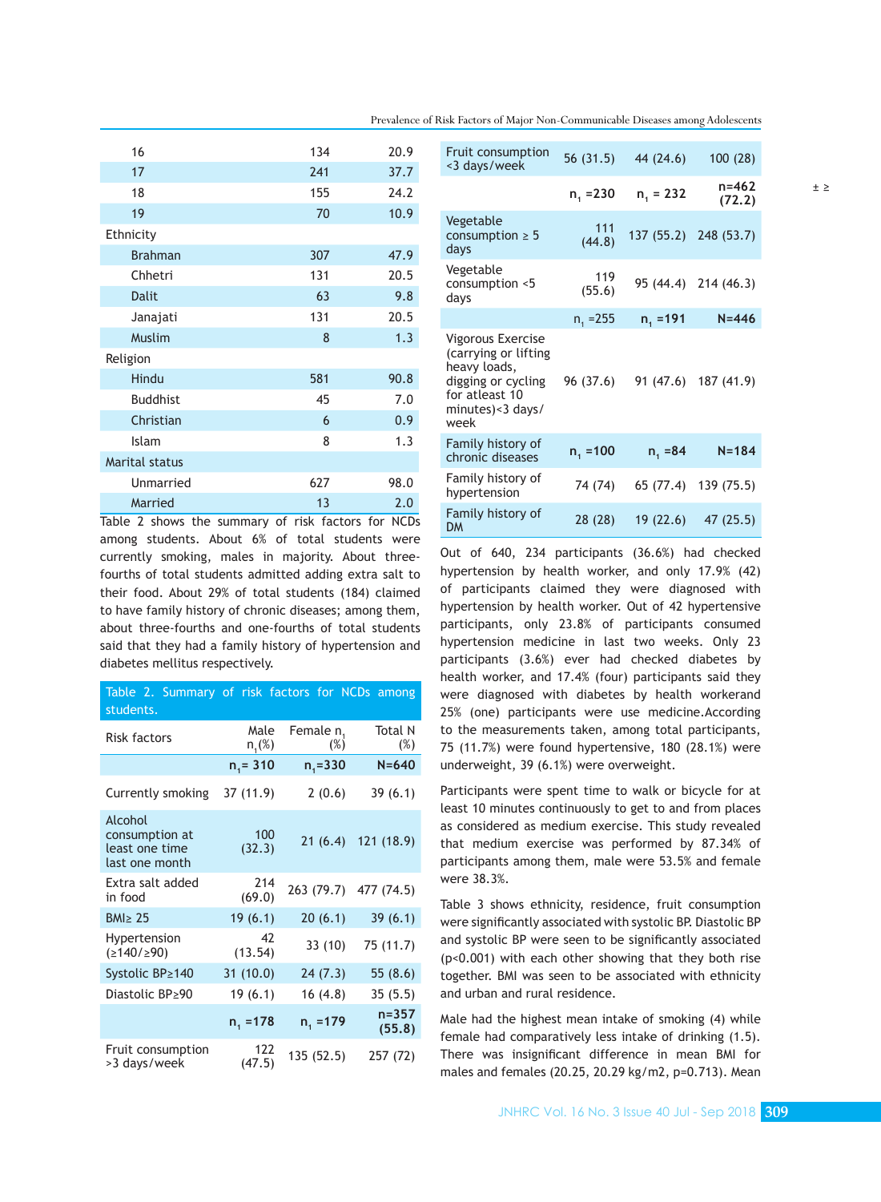| | | |
|---|---|---|
| 16 | 134 | 20.9 |
| 17 | 241 | 37.7 |
| 18 | 155 | 24.2 |
| 19 | 70 | 10.9 |
| Ethnicity | | |
| Brahman | 307 | 47.9 |
| Chhetri | 131 | 20.5 |
| Dalit | 63 | 9.8 |
| Janajati | 131 | 20.5 |
| Muslim | 8 | 1.3 |
| Religion | | |
| Hindu | 581 | 90.8 |
| Buddhist | 45 | 7.0 |
| Christian | 6 | 0.9 |
| Islam | 8 | 1.3 |
| Marital status | | |
| Unmarried | 627 | 98.0 |
| Married | 13 | 2.0 |

Table 2 shows the summary of risk factors for NCDs among students. About 6% of total students were currently smoking, males in majority. About three-fourths of total students admitted adding extra salt to their food. About 29% of total students (184) claimed to have family history of chronic diseases; among them, about three-fourths and one-fourths of total students said that they had a family history of hypertension and diabetes mellitus respectively.

Table 2. Summary of risk factors for NCDs among students.

| Risk factors | Male $n_1$(%) | Female $n_1$ (%) | Total N (%) |
|---|---|---|---|
| | $n_1$= 310 | $n_1$=330 | N=640 |
| Currently smoking | 37 (11.9) | 2 (0.6) | 39 (6.1) |
| Alcohol consumption at least one time last one month | 100 (32.3) | 21 (6.4) | 121 (18.9) |
| Extra salt added in food | 214 (69.0) | 263 (79.7) | 477 (74.5) |
| BMI≥ 25 | 19 (6.1) | 20 (6.1) | 39 (6.1) |
| Hypertension (≥140/≥90) | 42 (13.54) | 33 (10) | 75 (11.7) |
| Systolic BP≥140 | 31 (10.0) | 24 (7.3) | 55 (8.6) |
| Diastolic BP≥90 | 19 (6.1) | 16 (4.8) | 35 (5.5) |
| | $n_1$ =178 | $n_1$ =179 | n=357 (55.8) |
| Fruit consumption >3 days/week | 122 (47.5) | 135 (52.5) | 257 (72) |
| Fruit consumption <3 days/week | 56 (31.5) | 44 (24.6) | 100 (28) |
| | $n_1$ =230 | $n_1$ = 232 | n=462 (72.2) |
| Vegetable consumption ≥ 5 days | 111 (44.8) | 137 (55.2) | 248 (53.7) |
| Vegetable consumption <5 days | 119 (55.6) | 95 (44.4) | 214 (46.3) |
| | $n_1$ =255 | $n_1$ =191 | N=446 |
| Vigorous Exercise (carrying or lifting heavy loads, digging or cycling for atleast 10 minutes)<3 days/ week | 96 (37.6) | 91 (47.6) | 187 (41.9) |
| Family history of chronic diseases | $n_1$ =100 | $n_1$ =84 | N=184 |
| Family history of hypertension | 74 (74) | 65 (77.4) | 139 (75.5) |
| Family history of DM | 28 (28) | 19 (22.6) | 47 (25.5) |

Out of 640, 234 participants (36.6%) had checked hypertension by health worker, and only 17.9% (42) of participants claimed they were diagnosed with hypertension by health worker. Out of 42 hypertensive participants, only 23.8% of participants consumed hypertension medicine in last two weeks. Only 23 participants (3.6%) ever had checked diabetes by health worker, and 17.4% (four) participants said they were diagnosed with diabetes by health workerand 25% (one) participants were use medicine.According to the measurements taken, among total participants, 75 (11.7%) were found hypertensive, 180 (28.1%) were underweight, 39 (6.1%) were overweight.

Participants were spent time to walk or bicycle for at least 10 minutes continuously to get to and from places as considered as medium exercise. This study revealed that medium exercise was performed by 87.34% of participants among them, male were 53.5% and female were 38.3%.

Table 3 shows ethnicity, residence, fruit consumption were significantly associated with systolic BP. Diastolic BP and systolic BP were seen to be significantly associated ($p<0.001$) with each other showing that they both rise together. BMI was seen to be associated with ethnicity and urban and rural residence.

Male had the highest mean intake of smoking (4) while female had comparatively less intake of drinking (1.5). There was insignificant difference in mean BMI for males and females (20.25, 20.29 kg/m2, p=0.713). Mean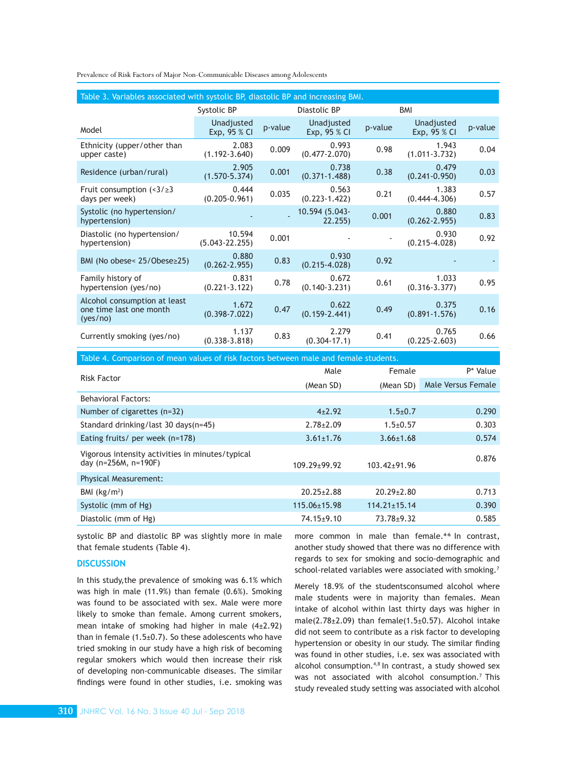Table 3. Variables associated with systolic BP, diastolic BP and increasing BMI.

| Model | Systolic BP Unadjusted Exp, 95 % CI | p-value | Diastolic BP Unadjusted Exp, 95 % CI | p-value | BMI Unadjusted Exp, 95 % CI | p-value |
|---|---|---|---|---|---|---|
| Ethnicity (upper/other than upper caste) | 2.083 (1.192-3.640) | 0.009 | 0.993 (0.477-2.070) | 0.98 | 1.943 (1.011-3.732) | 0.04 |
| Residence (urban/rural) | 2.905 (1.570-5.374) | 0.001 | 0.738 (0.371-1.488) | 0.38 | 0.479 (0.241-0.950) | 0.03 |
| Fruit consumption (<3/≥3 days per week) | 0.444 (0.205-0.961) | 0.035 | 0.563 (0.223-1.422) | 0.21 | 1.383 (0.444-4.306) | 0.57 |
| Systolic (no hypertension/ hypertension) | - | - | 10.594 (5.043-22.255) | 0.001 | 0.880 (0.262-2.955) | 0.83 |
| Diastolic (no hypertension/ hypertension) | 10.594 (5.043-22.255) | 0.001 | - | - | 0.930 (0.215-4.028) | 0.92 |
| BMI (No obese< 25/Obese≥25) | 0.880 (0.262-2.955) | 0.83 | 0.930 (0.215-4.028) | 0.92 | - | - |
| Family history of hypertension (yes/no) | 0.831 (0.221-3.122) | 0.78 | 0.672 (0.140-3.231) | 0.61 | 1.033 (0.316-3.377) | 0.95 |
| Alcohol consumption at least one time last one month (yes/no) | 1.672 (0.398-7.022) | 0.47 | 0.622 (0.159-2.441) | 0.49 | 0.375 (0.891-1.576) | 0.16 |
| Currently smoking (yes/no) | 1.137 (0.338-3.818) | 0.83 | 2.279 (0.304-17.1) | 0.41 | 0.765 (0.225-2.603) | 0.66 |

Table 4. Comparison of mean values of risk factors between male and female students.

| Risk Factor | Male (Mean SD) | Female (Mean SD) | P* Value Male Versus Female |
|---|---|---|---|
| Behavioral Factors: | | | |
| Number of cigarettes (n=32) | 4±2.92 | 1.5±0.7 | 0.290 |
| Standard drinking/last 30 days(n=45) | 2.78±2.09 | 1.5±0.57 | 0.303 |
| Eating fruits/ per week (n=178) | 3.61±1.76 | 3.66±1.68 | 0.574 |
| Vigorous intensity activities in minutes/typical day (n=256M, n=190F) | 109.29±99.92 | 103.42±91.96 | 0.876 |
| Physical Measurement: | | | |
| BMI (kg/m$^2$) | 20.25±2.88 | 20.29±2.80 | 0.713 |
| Systolic (mm of Hg) | 115.06±15.98 | 114.21±15.14 | 0.390 |
| Diastolic (mm of Hg) | 74.15±9.10 | 73.78±9.32 | 0.585 |

systolic BP and diastolic BP was slightly more in male that female students (Table 4).

## DISCUSSION

In this study,the prevalence of smoking was 6.1% which was high in male (11.9%) than female (0.6%). Smoking was found to be associated with sex. Male were more likely to smoke than female. Among current smokers, mean intake of smoking had higher in male (4±2.92) than in female (1.5±0.7). So these adolescents who have tried smoking in our study have a high risk of becoming regular smokers which would then increase their risk of developing non-communicable diseases. The similar findings were found in other studies, i.e. smoking was more common in male than female.[4-6] In contrast, another study showed that there was no difference with regards to sex for smoking and socio-demographic and school-related variables were associated with smoking.[7]

Merely 18.9% of the studentsconsumed alcohol where male students were in majority than females. Mean intake of alcohol within last thirty days was higher in male(2.78±2.09) than female(1.5±0.57). Alcohol intake did not seem to contribute as a risk factor to developing hypertension or obesity in our study. The similar finding was found in other studies, i.e. sex was associated with alcohol consumption.[4,8] In contrast, a study showed sex was not associated with alcohol consumption.[7] This study revealed study setting was associated with alcohol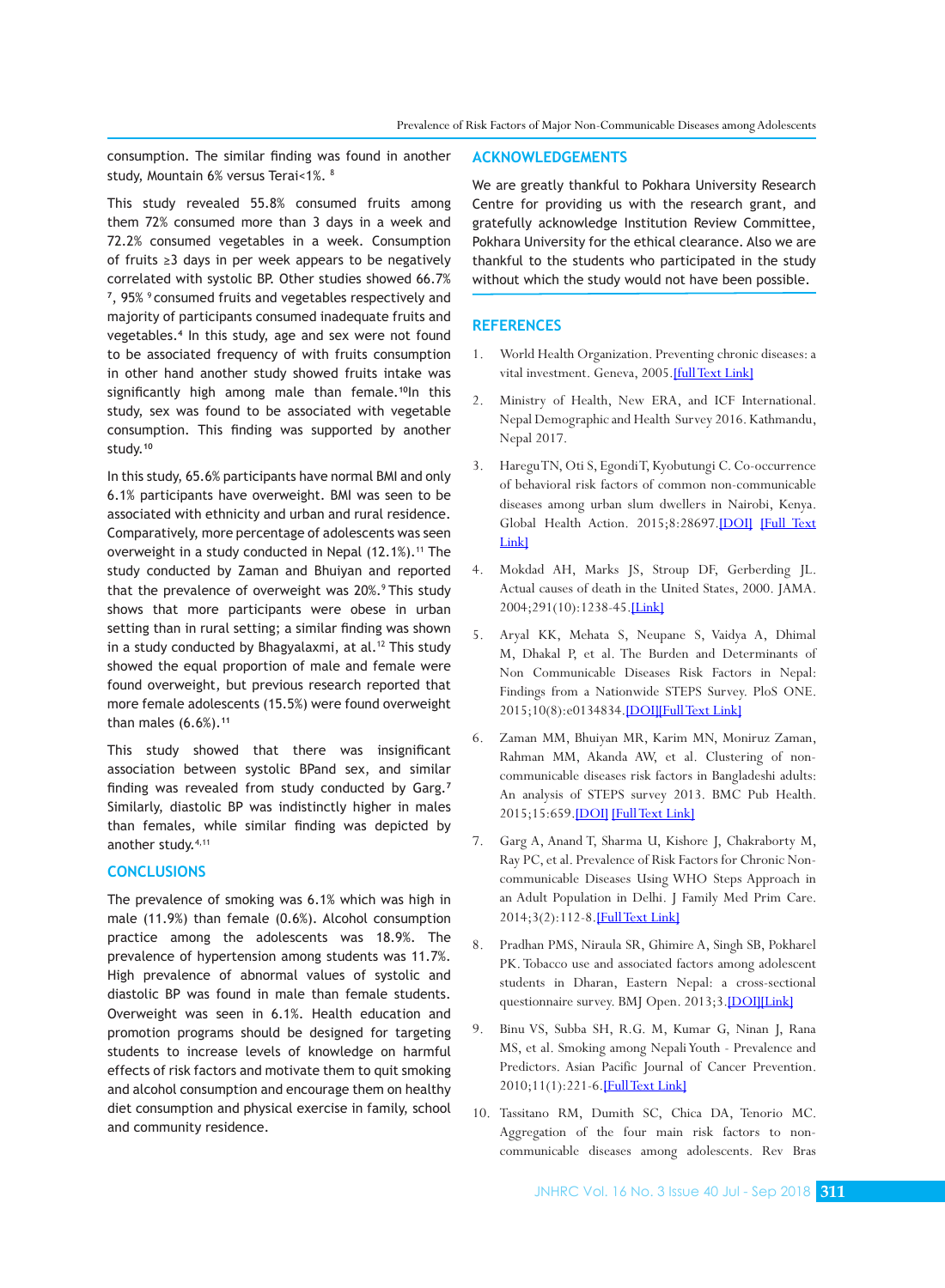consumption. The similar finding was found in another study, Mountain 6% versus Terai<1%. [8]

This study revealed 55.8% consumed fruits among them 72% consumed more than 3 days in a week and 72.2% consumed vegetables in a week. Consumption of fruits ≥3 days in per week appears to be negatively correlated with systolic BP. Other studies showed 66.7% [7], 95% [9] consumed fruits and vegetables respectively and majority of participants consumed inadequate fruits and vegetables.[4] In this study, age and sex were not found to be associated frequency of with fruits consumption in other hand another study showed fruits intake was significantly high among male than female.[10] In this study, sex was found to be associated with vegetable consumption. This finding was supported by another study.[10]

In this study, 65.6% participants have normal BMI and only 6.1% participants have overweight. BMI was seen to be associated with ethnicity and urban and rural residence. Comparatively, more percentage of adolescents was seen overweight in a study conducted in Nepal (12.1%).[11] The study conducted by Zaman and Bhuiyan and reported that the prevalence of overweight was 20%.[9] This study shows that more participants were obese in urban setting than in rural setting; a similar finding was shown in a study conducted by Bhagyalaxmi, at al.[12] This study showed the equal proportion of male and female were found overweight, but previous research reported that more female adolescents (15.5%) were found overweight than males (6.6%).[11]

This study showed that there was insignificant association between systolic BPand sex, and similar finding was revealed from study conducted by Garg.[7] Similarly, diastolic BP was indistinctly higher in males than females, while similar finding was depicted by another study.[4,11]

## CONCLUSIONS

The prevalence of smoking was 6.1% which was high in male (11.9%) than female (0.6%). Alcohol consumption practice among the adolescents was 18.9%. The prevalence of hypertension among students was 11.7%. High prevalence of abnormal values of systolic and diastolic BP was found in male than female students. Overweight was seen in 6.1%. Health education and promotion programs should be designed for targeting students to increase levels of knowledge on harmful effects of risk factors and motivate them to quit smoking and alcohol consumption and encourage them on healthy diet consumption and physical exercise in family, school and community residence.

## ACKNOWLEDGEMENTS

We are greatly thankful to Pokhara University Research Centre for providing us with the research grant, and gratefully acknowledge Institution Review Committee, Pokhara University for the ethical clearance. Also we are thankful to the students who participated in the study without which the study would not have been possible.

## REFERENCES

1. World Health Organization. Preventing chronic diseases: a vital investment. Geneva, 2005.[full Text Link]
2. Ministry of Health, New ERA, and ICF International. Nepal Demographic and Health Survey 2016. Kathmandu, Nepal 2017.
3. Haregu TN, Oti S, Egondi T, Kyobutungi C. Co-occurrence of behavioral risk factors of common non-communicable diseases among urban slum dwellers in Nairobi, Kenya. Global Health Action. 2015;8:28697.[DOI] [Full Text Link]
4. Mokdad AH, Marks JS, Stroup DF, Gerberding JL. Actual causes of death in the United States, 2000. JAMA. 2004;291(10):1238-45.[Link]
5. Aryal KK, Mehata S, Neupane S, Vaidya A, Dhimal M, Dhakal P, et al. The Burden and Determinants of Non Communicable Diseases Risk Factors in Nepal: Findings from a Nationwide STEPS Survey. PloS ONE. 2015;10(8):e0134834.[DOI][Full Text Link]
6. Zaman MM, Bhuiyan MR, Karim MN, Moniruz Zaman, Rahman MM, Akanda AW, et al. Clustering of non-communicable diseases risk factors in Bangladeshi adults: An analysis of STEPS survey 2013. BMC Pub Health. 2015;15:659.[DOI] [Full Text Link]
7. Garg A, Anand T, Sharma U, Kishore J, Chakraborty M, Ray PC, et al. Prevalence of Risk Factors for Chronic Non-communicable Diseases Using WHO Steps Approach in an Adult Population in Delhi. J Family Med Prim Care. 2014;3(2):112-8.[Full Text Link]
8. Pradhan PMS, Niraula SR, Ghimire A, Singh SB, Pokharel PK. Tobacco use and associated factors among adolescent students in Dharan, Eastern Nepal: a cross-sectional questionnaire survey. BMJ Open. 2013;3.[DOI][Link]
9. Binu VS, Subba SH, R.G. M, Kumar G, Ninan J, Rana MS, et al. Smoking among Nepali Youth - Prevalence and Predictors. Asian Pacific Journal of Cancer Prevention. 2010;11(1):221-6.[Full Text Link]
10. Tassitano RM, Dumith SC, Chica DA, Tenorio MC. Aggregation of the four main risk factors to non-communicable diseases among adolescents. Rev Bras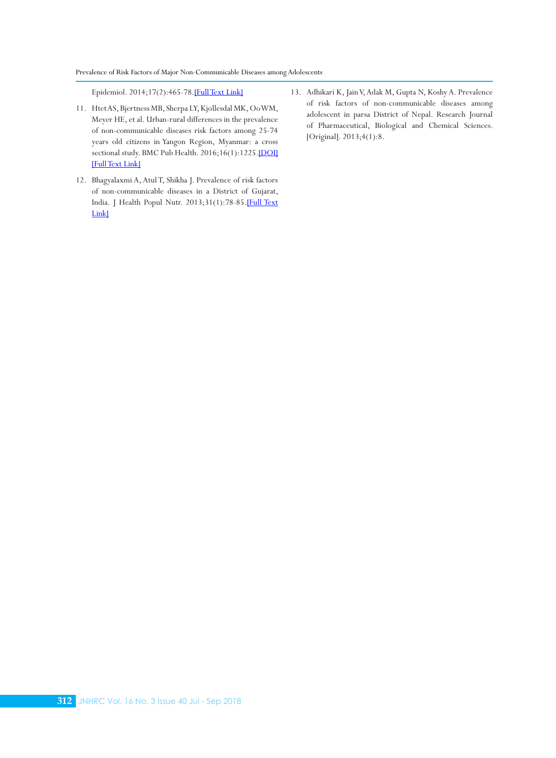Epidemiol. 2014;17(2):465-78.[Full Text Link]

11. Htet AS, Bjertness MB, Sherpa LY, Kjollesdal MK, Oo WM, Meyer HE, et al. Urban-rural differences in the prevalence of non-communicable diseases risk factors among 25-74 years old citizens in Yangon Region, Myanmar: a cross sectional study. BMC Pub Health. 2016;16(1):1225.[DOI] [Full Text Link]

12. Bhagyalaxmi A, Atul T, Shikha J. Prevalence of risk factors of non-communicable diseases in a District of Gujarat, India. J Health Popul Nutr. 2013;31(1):78-85.[Full Text Link]

13. Adhikari K, Jain V, Adak M, Gupta N, Koshy A. Prevalence of risk factors of non-communicable diseases among adolescent in parsa District of Nepal. Research Journal of Pharmaceutical, Biological and Chemical Sciences. [Original]. 2013;4(1):8.